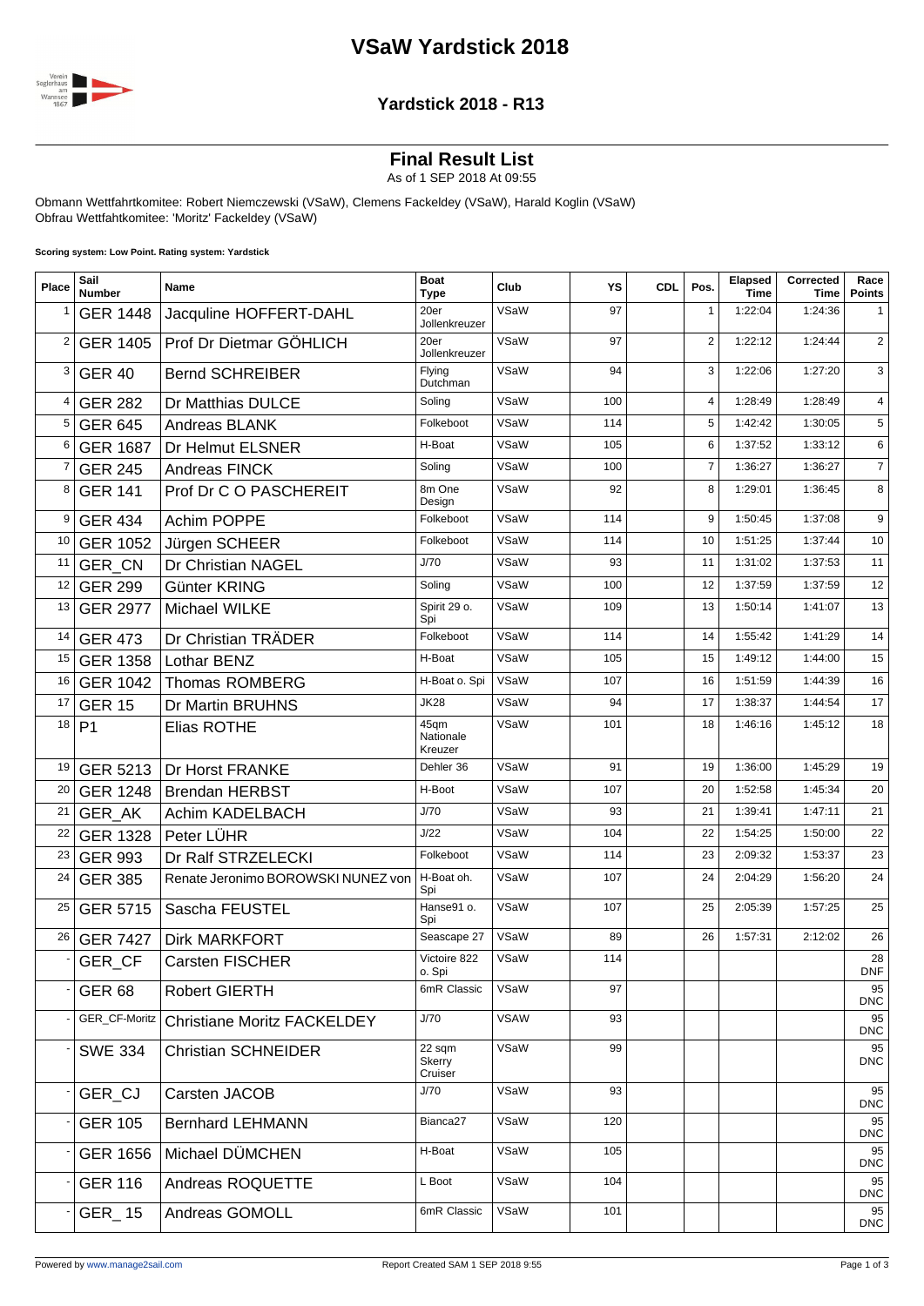# VSaW Yardstick 2018

## Yardstick 2018 - R13

### Final Result List

As of 1 SEP 2018 At 09:55

Obmann Wettfahrtkomitee: Robert Niemczewski (VSaW), Clemens Fackeldey (VSaW), Harald Koglin (VSaW)
Obfrau Wettfahtkomitee: 'Moritz' Fackeldey (VSaW)

**Scoring system: Low Point. Rating system: Yardstick**

| Place | Sail Number | Name | Boat Type | Club | YS | CDL | Pos. | Elapsed Time | Corrected Time | Race Points |
|---|---|---|---|---|---|---|---|---|---|---|
| 1 | GER 1448 | Jacquline HOFFERT-DAHL | 20er Jollenkreuzer | VSaW | 97 | | 1 | 1:22:04 | 1:24:36 | 1 |
| 2 | GER 1405 | Prof Dr Dietmar GÖHLICH | 20er Jollenkreuzer | VSaW | 97 | | 2 | 1:22:12 | 1:24:44 | 2 |
| 3 | GER 40 | Bernd SCHREIBER | Flying Dutchman | VSaW | 94 | | 3 | 1:22:06 | 1:27:20 | 3 |
| 4 | GER 282 | Dr Matthias DULCE | Soling | VSaW | 100 | | 4 | 1:28:49 | 1:28:49 | 4 |
| 5 | GER 645 | Andreas BLANK | Folkeboot | VSaW | 114 | | 5 | 1:42:42 | 1:30:05 | 5 |
| 6 | GER 1687 | Dr Helmut ELSNER | H-Boat | VSaW | 105 | | 6 | 1:37:52 | 1:33:12 | 6 |
| 7 | GER 245 | Andreas FINCK | Soling | VSaW | 100 | | 7 | 1:36:27 | 1:36:27 | 7 |
| 8 | GER 141 | Prof Dr C O PASCHEREIT | 8m One Design | VSaW | 92 | | 8 | 1:29:01 | 1:36:45 | 8 |
| 9 | GER 434 | Achim POPPE | Folkeboot | VSaW | 114 | | 9 | 1:50:45 | 1:37:08 | 9 |
| 10 | GER 1052 | Jürgen SCHEER | Folkeboot | VSaW | 114 | | 10 | 1:51:25 | 1:37:44 | 10 |
| 11 | GER_CN | Dr Christian NAGEL | J/70 | VSaW | 93 | | 11 | 1:31:02 | 1:37:53 | 11 |
| 12 | GER 299 | Günter KRING | Soling | VSaW | 100 | | 12 | 1:37:59 | 1:37:59 | 12 |
| 13 | GER 2977 | Michael WILKE | Spirit 29 o. Spi | VSaW | 109 | | 13 | 1:50:14 | 1:41:07 | 13 |
| 14 | GER 473 | Dr Christian TRÄDER | Folkeboot | VSaW | 114 | | 14 | 1:55:42 | 1:41:29 | 14 |
| 15 | GER 1358 | Lothar BENZ | H-Boat | VSaW | 105 | | 15 | 1:49:12 | 1:44:00 | 15 |
| 16 | GER 1042 | Thomas ROMBERG | H-Boat o. Spi | VSaW | 107 | | 16 | 1:51:59 | 1:44:39 | 16 |
| 17 | GER 15 | Dr Martin BRUHNS | JK28 | VSaW | 94 | | 17 | 1:38:37 | 1:44:54 | 17 |
| 18 | P1 | Elias ROTHE | 45qm Nationale Kreuzer | VSaW | 101 | | 18 | 1:46:16 | 1:45:12 | 18 |
| 19 | GER 5213 | Dr Horst FRANKE | Dehler 36 | VSaW | 91 | | 19 | 1:36:00 | 1:45:29 | 19 |
| 20 | GER 1248 | Brendan HERBST | H-Boot | VSaW | 107 | | 20 | 1:52:58 | 1:45:34 | 20 |
| 21 | GER_AK | Achim KADELBACH | J/70 | VSaW | 93 | | 21 | 1:39:41 | 1:47:11 | 21 |
| 22 | GER 1328 | Peter LÜHR | J/22 | VSaW | 104 | | 22 | 1:54:25 | 1:50:00 | 22 |
| 23 | GER 993 | Dr Ralf STRZELECKI | Folkeboot | VSaW | 114 | | 23 | 2:09:32 | 1:53:37 | 23 |
| 24 | GER 385 | Renate Jeronimo BOROWSKI NUNEZ von | H-Boat oh. Spi | VSaW | 107 | | 24 | 2:04:29 | 1:56:20 | 24 |
| 25 | GER 5715 | Sascha FEUSTEL | Hanse91 o. Spi | VSaW | 107 | | 25 | 2:05:39 | 1:57:25 | 25 |
| 26 | GER 7427 | Dirk MARKFORT | Seascape 27 | VSaW | 89 | | 26 | 1:57:31 | 2:12:02 | 26 |
| - | GER_CF | Carsten FISCHER | Victoire 822 o. Spi | VSaW | 114 | | | | | 28 DNF |
| - | GER 68 | Robert GIERTH | 6mR Classic | VSaW | 97 | | | | | 95 DNC |
| - | GER_CF-Moritz | Christiane Moritz FACKELDEY | J/70 | VSAW | 93 | | | | | 95 DNC |
| - | SWE 334 | Christian SCHNEIDER | 22 sqm Skerry Cruiser | VSaW | 99 | | | | | 95 DNC |
| - | GER_CJ | Carsten JACOB | J/70 | VSaW | 93 | | | | | 95 DNC |
| - | GER 105 | Bernhard LEHMANN | Bianca27 | VSaW | 120 | | | | | 95 DNC |
| - | GER 1656 | Michael DÜMCHEN | H-Boat | VSaW | 105 | | | | | 95 DNC |
| - | GER 116 | Andreas ROQUETTE | L Boot | VSaW | 104 | | | | | 95 DNC |
| - | GER_ 15 | Andreas GOMOLL | 6mR Classic | VSaW | 101 | | | | | 95 DNC |

Powered by www.manage2sail.com | Report Created SAM 1 SEP 2018 9:55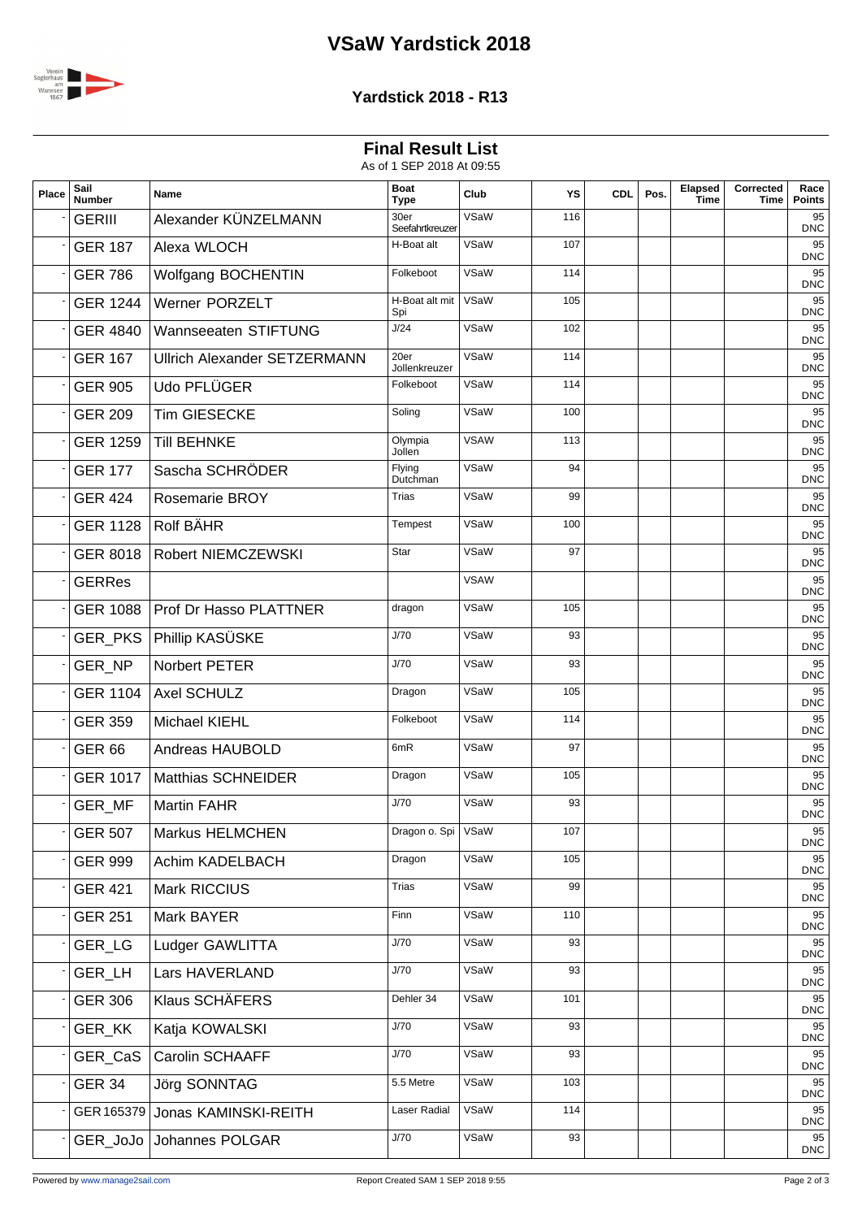# VSaW Yardstick 2018

### Yardstick 2018 - R13

## Final Result List

As of 1 SEP 2018 At 09:55

| Place | Sail Number | Name | Boat Type | Club | YS | CDL | Pos. | Elapsed Time | Corrected Time | Race Points |
|---|---|---|---|---|---|---|---|---|---|---|
| - | GERIII | Alexander KÜNZELMANN | 30er Seefahrtkreuzer | VSaW | 116 | | | | | 95 DNC |
| - | GER 187 | Alexa WLOCH | H-Boat alt | VSaW | 107 | | | | | 95 DNC |
| - | GER 786 | Wolfgang BOCHENTIN | Folkeboot | VSaW | 114 | | | | | 95 DNC |
| - | GER 1244 | Werner PORZELT | H-Boat alt mit Spi | VSaW | 105 | | | | | 95 DNC |
| - | GER 4840 | Wannseeaten STIFTUNG | J/24 | VSaW | 102 | | | | | 95 DNC |
| - | GER 167 | Ullrich Alexander SETZERMANN | 20er Jollenkreuzer | VSaW | 114 | | | | | 95 DNC |
| - | GER 905 | Udo PFLÜGER | Folkeboot | VSaW | 114 | | | | | 95 DNC |
| - | GER 209 | Tim GIESECKE | Soling | VSaW | 100 | | | | | 95 DNC |
| - | GER 1259 | Till BEHNKE | Olympia Jollen | VSAW | 113 | | | | | 95 DNC |
| - | GER 177 | Sascha SCHRÖDER | Flying Dutchman | VSaW | 94 | | | | | 95 DNC |
| - | GER 424 | Rosemarie BROY | Trias | VSaW | 99 | | | | | 95 DNC |
| - | GER 1128 | Rolf BÄHR | Tempest | VSaW | 100 | | | | | 95 DNC |
| - | GER 8018 | Robert NIEMCZEWSKI | Star | VSaW | 97 | | | | | 95 DNC |
| - | GERRes | | | VSAW | | | | | | 95 DNC |
| - | GER 1088 | Prof Dr Hasso PLATTNER | dragon | VSaW | 105 | | | | | 95 DNC |
| - | GER_PKS | Phillip KASÜSKE | J/70 | VSaW | 93 | | | | | 95 DNC |
| - | GER_NP | Norbert PETER | J/70 | VSaW | 93 | | | | | 95 DNC |
| - | GER 1104 | Axel SCHULZ | Dragon | VSaW | 105 | | | | | 95 DNC |
| - | GER 359 | Michael KIEHL | Folkeboot | VSaW | 114 | | | | | 95 DNC |
| - | GER 66 | Andreas HAUBOLD | 6mR | VSaW | 97 | | | | | 95 DNC |
| - | GER 1017 | Matthias SCHNEIDER | Dragon | VSaW | 105 | | | | | 95 DNC |
| - | GER_MF | Martin FAHR | J/70 | VSaW | 93 | | | | | 95 DNC |
| - | GER 507 | Markus HELMCHEN | Dragon o. Spi | VSaW | 107 | | | | | 95 DNC |
| - | GER 999 | Achim KADELBACH | Dragon | VSaW | 105 | | | | | 95 DNC |
| - | GER 421 | Mark RICCIUS | Trias | VSaW | 99 | | | | | 95 DNC |
| - | GER 251 | Mark BAYER | Finn | VSaW | 110 | | | | | 95 DNC |
| - | GER_LG | Ludger GAWLITTA | J/70 | VSaW | 93 | | | | | 95 DNC |
| - | GER_LH | Lars HAVERLAND | J/70 | VSaW | 93 | | | | | 95 DNC |
| - | GER 306 | Klaus SCHÄFERS | Dehler 34 | VSaW | 101 | | | | | 95 DNC |
| - | GER_KK | Katja KOWALSKI | J/70 | VSaW | 93 | | | | | 95 DNC |
| - | GER_CaS | Carolin SCHAAFF | J/70 | VSaW | 93 | | | | | 95 DNC |
| - | GER 34 | Jörg SONNTAG | 5.5 Metre | VSaW | 103 | | | | | 95 DNC |
| - | GER 165379 | Jonas KAMINSKI-REITH | Laser Radial | VSaW | 114 | | | | | 95 DNC |
| - | GER_JoJo | Johannes POLGAR | J/70 | VSaW | 93 | | | | | 95 DNC |

Powered by www.manage2sail.com — Report Created SAM 1 SEP 2018 9:55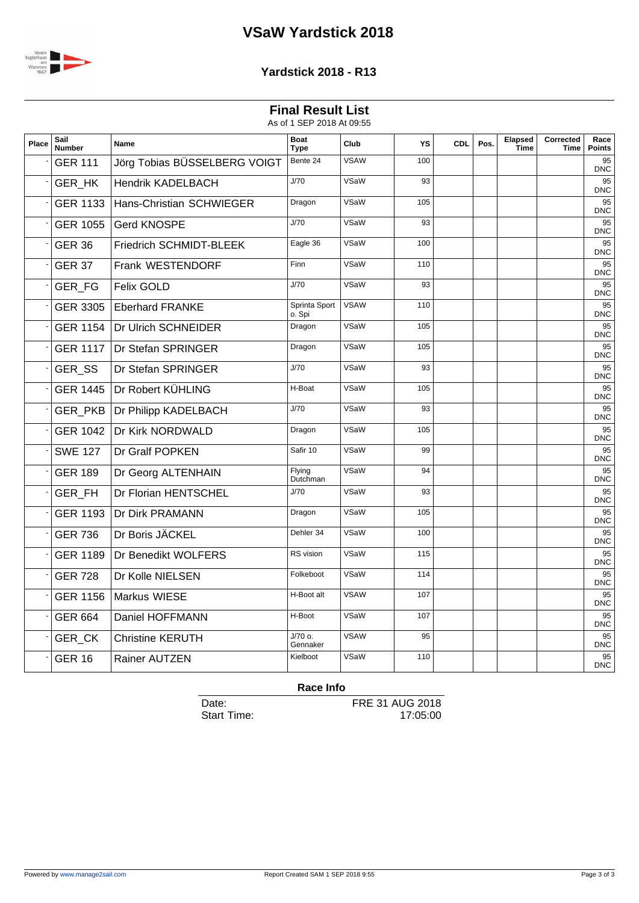# VSaW Yardstick 2018

## Yardstick 2018 - R13

### Final Result List

As of 1 SEP 2018 At 09:55

| Place | Sail Number | Name | Boat Type | Club | YS | CDL | Pos. | Elapsed Time | Corrected Time | Race Points |
|---|---|---|---|---|---|---|---|---|---|---|
| - | GER 111 | Jörg Tobias BÜSSELBERG VOIGT | Bente 24 | VSAW | 100 | | | | | 95 DNC |
| - | GER_HK | Hendrik KADELBACH | J/70 | VSaW | 93 | | | | | 95 DNC |
| - | GER 1133 | Hans-Christian SCHWIEGER | Dragon | VSaW | 105 | | | | | 95 DNC |
| - | GER 1055 | Gerd KNOSPE | J/70 | VSaW | 93 | | | | | 95 DNC |
| - | GER 36 | Friedrich SCHMIDT-BLEEK | Eagle 36 | VSaW | 100 | | | | | 95 DNC |
| - | GER 37 | Frank WESTENDORF | Finn | VSaW | 110 | | | | | 95 DNC |
| - | GER_FG | Felix GOLD | J/70 | VSaW | 93 | | | | | 95 DNC |
| - | GER 3305 | Eberhard FRANKE | Sprinta Sport o. Spi | VSAW | 110 | | | | | 95 DNC |
| - | GER 1154 | Dr Ulrich SCHNEIDER | Dragon | VSaW | 105 | | | | | 95 DNC |
| - | GER 1117 | Dr Stefan SPRINGER | Dragon | VSaW | 105 | | | | | 95 DNC |
| - | GER_SS | Dr Stefan SPRINGER | J/70 | VSaW | 93 | | | | | 95 DNC |
| - | GER 1445 | Dr Robert KÜHLING | H-Boat | VSaW | 105 | | | | | 95 DNC |
| - | GER_PKB | Dr Philipp KADELBACH | J/70 | VSaW | 93 | | | | | 95 DNC |
| - | GER 1042 | Dr Kirk NORDWALD | Dragon | VSaW | 105 | | | | | 95 DNC |
| - | SWE 127 | Dr Gralf POPKEN | Safir 10 | VSaW | 99 | | | | | 95 DNC |
| - | GER 189 | Dr Georg ALTENHAIN | Flying Dutchman | VSaW | 94 | | | | | 95 DNC |
| - | GER_FH | Dr Florian HENTSCHEL | J/70 | VSaW | 93 | | | | | 95 DNC |
| - | GER 1193 | Dr Dirk PRAMANN | Dragon | VSaW | 105 | | | | | 95 DNC |
| - | GER 736 | Dr Boris JÄCKEL | Dehler 34 | VSaW | 100 | | | | | 95 DNC |
| - | GER 1189 | Dr Benedikt WOLFERS | RS vision | VSaW | 115 | | | | | 95 DNC |
| - | GER 728 | Dr Kolle NIELSEN | Folkeboot | VSaW | 114 | | | | | 95 DNC |
| - | GER 1156 | Markus WIESE | H-Boot alt | VSAW | 107 | | | | | 95 DNC |
| - | GER 664 | Daniel HOFFMANN | H-Boot | VSaW | 107 | | | | | 95 DNC |
| - | GER_CK | Christine KERUTH | J/70 o. Gennaker | VSAW | 95 | | | | | 95 DNC |
| - | GER 16 | Rainer AUTZEN | Kielboot | VSaW | 110 | | | | | 95 DNC |

**Race Info**

| | |
|---|---|
| Date: | FRE 31 AUG 2018 |
| Start Time: | 17:05:00 |

Powered by www.manage2sail.com — Report Created SAM 1 SEP 2018 9:55